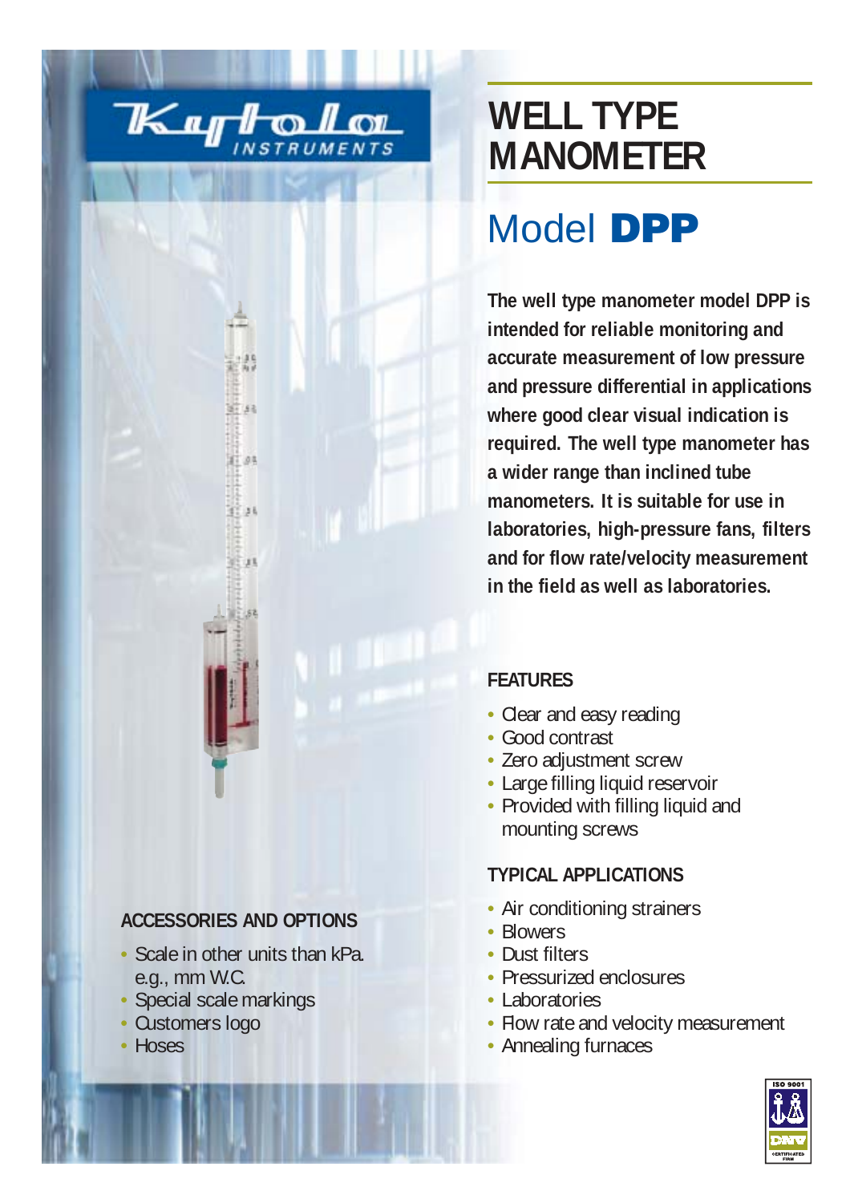Kytola INSTRUMENTS

# WELL TYPE MANOMETER

## Model **DPP**

**The well type manometer model DPP is intended for reliable monitoring and accurate measurement of low pressure and pressure differential in applications where good clear visual indication is required. The well type manometer has a wider range than inclined tube manometers. It is suitable for use in laboratories, high-pressure fans, filters and for flow rate/velocity measurement in the field as well as laboratories.**

### FEATURES

- Clear and easy reading
- Good contrast
- Zero adjustment screw
- Large filling liquid reservoir
- Provided with filling liquid and mounting screws

### TYPICAL APPLICATIONS

- Air conditioning strainers
- Blowers
- Dust filters
- Pressurized enclosures
- Laboratories
- Flow rate and velocity measurement
- Annealing furnaces

### ACCESSORIES AND OPTIONS

- Scale in other units than kPa. e.g., mm W.C.
- Special scale markings
- Customers logo
- Hoses

ISO 9001 DNV CERTIFICATED FIRM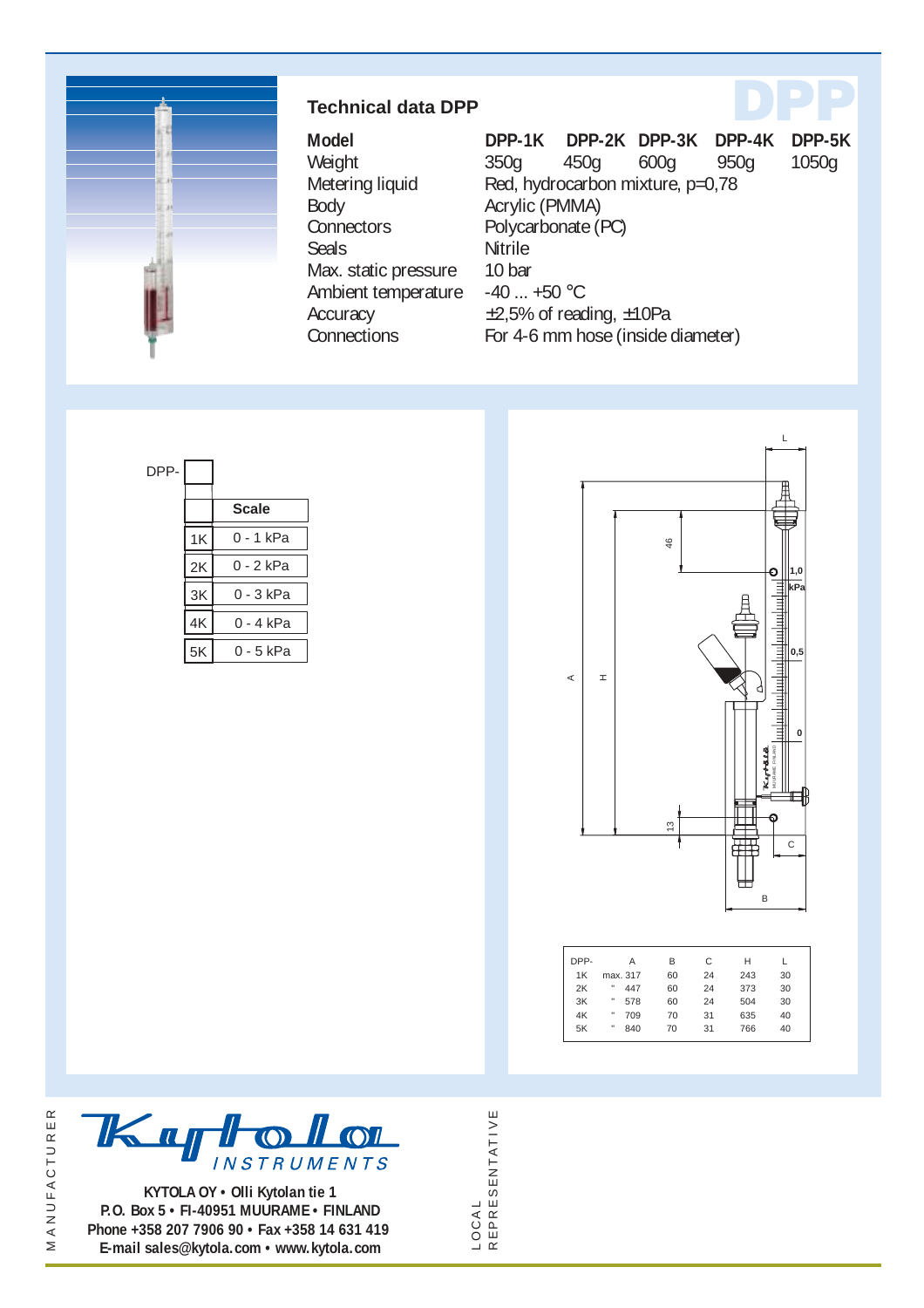## Technical data DPP

| Model | DPP-1K | DPP-2K | DPP-3K | DPP-4K | DPP-5K |
|---|---|---|---|---|---|
| Weight | 350g | 450g | 600g | 950g | 1050g |
| Metering liquid | Red, hydrocarbon mixture, p=0,78 | | | | |
| Body | Acrylic (PMMA) | | | | |
| Connectors | Polycarbonate (PC) | | | | |
| Seals | Nitrile | | | | |
| Max. static pressure | 10 bar | | | | |
| Ambient temperature | -40 ... +50 °C | | | | |
| Accuracy | ±2,5% of reading, ±10Pa | | | | |
| Connections | For 4-6 mm hose (inside diameter) | | | | |

DPP-

| | Scale |
|---|---|
| 1K | 0 - 1 kPa |
| 2K | 0 - 2 kPa |
| 3K | 0 - 3 kPa |
| 4K | 0 - 4 kPa |
| 5K | 0 - 5 kPa |

L
46
1,0 kPa
0,5
0
A
H
13
C
B

| DPP- | A | B | C | H | L |
|---|---|---|---|---|---|
| 1K | max. 317 | 60 | 24 | 243 | 30 |
| 2K | " 447 | 60 | 24 | 373 | 30 |
| 3K | " 578 | 60 | 24 | 504 | 30 |
| 4K | " 709 | 70 | 31 | 635 | 40 |
| 5K | " 840 | 70 | 31 | 766 | 40 |

MANUFACTURER

Kytola INSTRUMENTS

**KYTOLA OY • Olli Kytolan tie 1**
**P.O. Box 5 • FI-40951 MUURAME • FINLAND**
**Phone +358 207 7906 90 • Fax +358 14 631 419**
**E-mail sales@kytola.com • www.kytola.com**

LOCAL REPRESENTATIVE